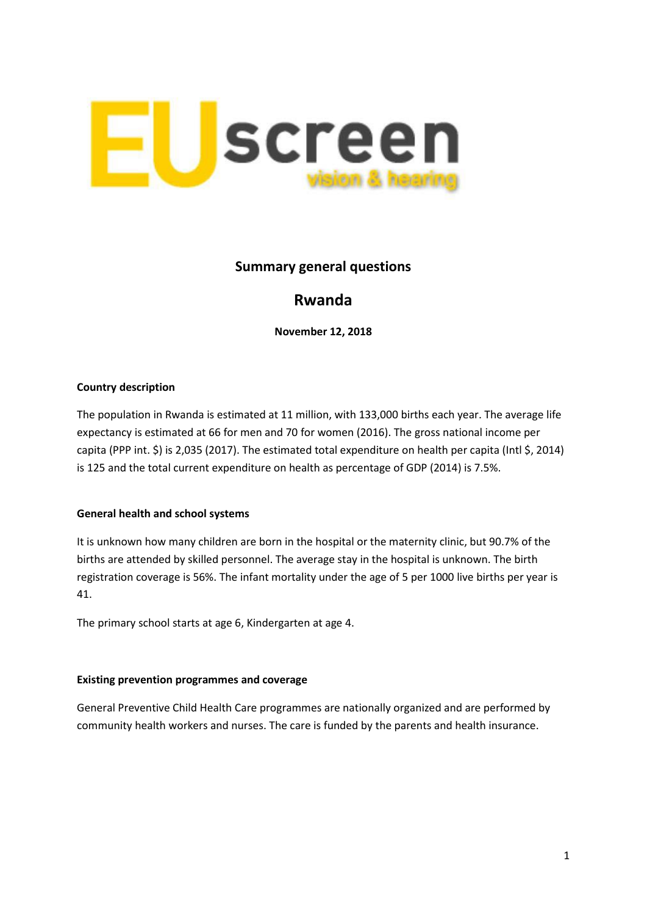# Summary general questions

## Rwanda

**November 12, 2018**

### Country description

The population in Rwanda is estimated at 11 million, with 133,000 births each year. The average life expectancy is estimated at 66 for men and 70 for women (2016). The gross national income per capita (PPP int. $) is 2,035 (2017). The estimated total expenditure on health per capita (Intl $, 2014) is 125 and the total current expenditure on health as percentage of GDP (2014) is 7.5%.

### General health and school systems

It is unknown how many children are born in the hospital or the maternity clinic, but 90.7% of the births are attended by skilled personnel. The average stay in the hospital is unknown. The birth registration coverage is 56%. The infant mortality under the age of 5 per 1000 live births per year is 41.

The primary school starts at age 6, Kindergarten at age 4.

### Existing prevention programmes and coverage

General Preventive Child Health Care programmes are nationally organized and are performed by community health workers and nurses. The care is funded by the parents and health insurance.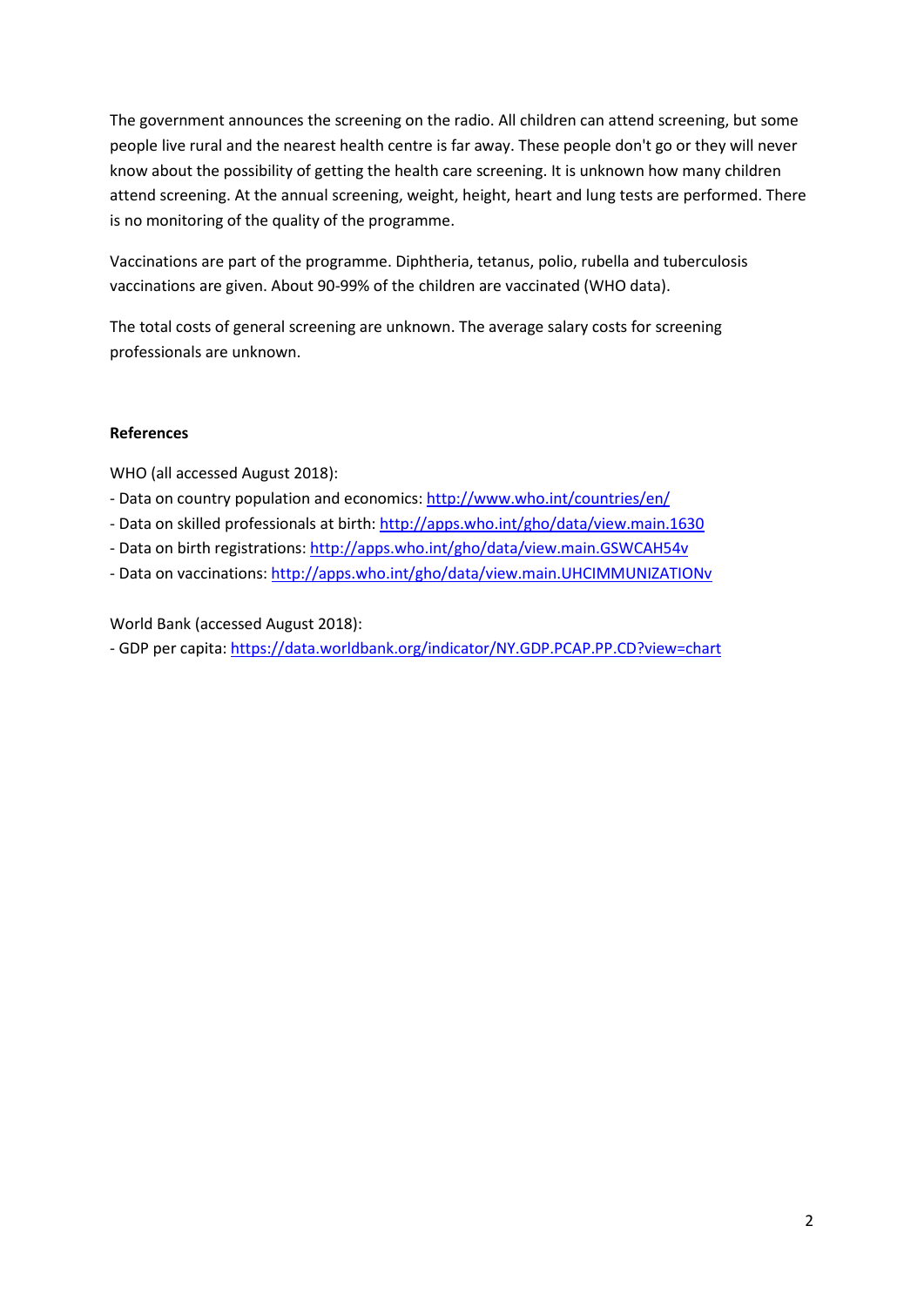The government announces the screening on the radio. All children can attend screening, but some people live rural and the nearest health centre is far away. These people don't go or they will never know about the possibility of getting the health care screening. It is unknown how many children attend screening. At the annual screening, weight, height, heart and lung tests are performed. There is no monitoring of the quality of the programme.

Vaccinations are part of the programme. Diphtheria, tetanus, polio, rubella and tuberculosis vaccinations are given. About 90-99% of the children are vaccinated (WHO data).

The total costs of general screening are unknown. The average salary costs for screening professionals are unknown.

**References**

WHO (all accessed August 2018):

- Data on country population and economics: http://www.who.int/countries/en/
- Data on skilled professionals at birth: http://apps.who.int/gho/data/view.main.1630
- Data on birth registrations: http://apps.who.int/gho/data/view.main.GSWCAH54v
- Data on vaccinations: http://apps.who.int/gho/data/view.main.UHCIMMUNIZATIONv

World Bank (accessed August 2018):

- GDP per capita: https://data.worldbank.org/indicator/NY.GDP.PCAP.PP.CD?view=chart